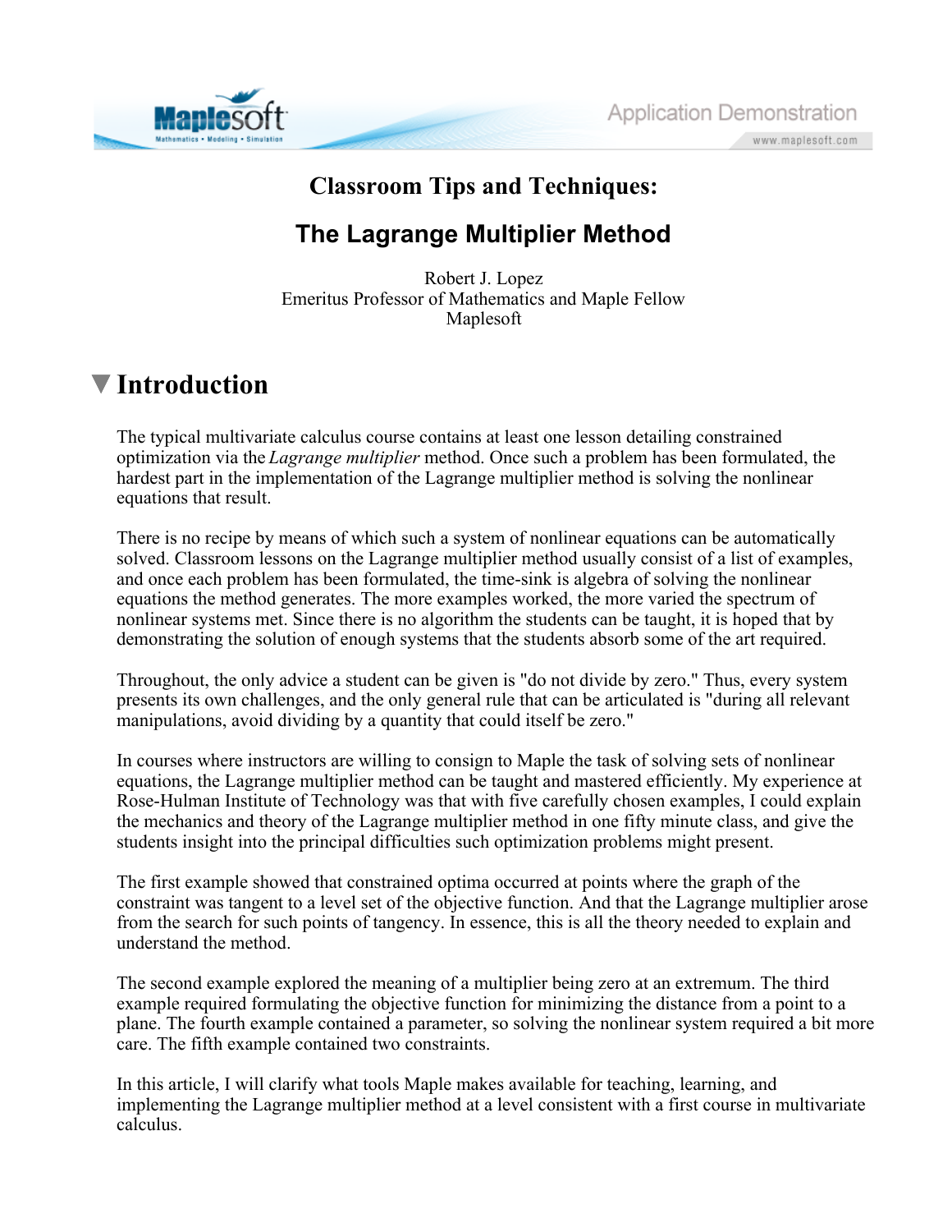# Classroom Tips and Techniques:

# The Lagrange Multiplier Method

Robert J. Lopez
Emeritus Professor of Mathematics and Maple Fellow
Maplesoft

## Introduction

The typical multivariate calculus course contains at least one lesson detailing constrained optimization via the *Lagrange multiplier* method. Once such a problem has been formulated, the hardest part in the implementation of the Lagrange multiplier method is solving the nonlinear equations that result.

There is no recipe by means of which such a system of nonlinear equations can be automatically solved. Classroom lessons on the Lagrange multiplier method usually consist of a list of examples, and once each problem has been formulated, the time-sink is algebra of solving the nonlinear equations the method generates. The more examples worked, the more varied the spectrum of nonlinear systems met. Since there is no algorithm the students can be taught, it is hoped that by demonstrating the solution of enough systems that the students absorb some of the art required.

Throughout, the only advice a student can be given is "do not divide by zero." Thus, every system presents its own challenges, and the only general rule that can be articulated is "during all relevant manipulations, avoid dividing by a quantity that could itself be zero."

In courses where instructors are willing to consign to Maple the task of solving sets of nonlinear equations, the Lagrange multiplier method can be taught and mastered efficiently. My experience at Rose-Hulman Institute of Technology was that with five carefully chosen examples, I could explain the mechanics and theory of the Lagrange multiplier method in one fifty minute class, and give the students insight into the principal difficulties such optimization problems might present.

The first example showed that constrained optima occurred at points where the graph of the constraint was tangent to a level set of the objective function. And that the Lagrange multiplier arose from the search for such points of tangency. In essence, this is all the theory needed to explain and understand the method.

The second example explored the meaning of a multiplier being zero at an extremum. The third example required formulating the objective function for minimizing the distance from a point to a plane. The fourth example contained a parameter, so solving the nonlinear system required a bit more care. The fifth example contained two constraints.

In this article, I will clarify what tools Maple makes available for teaching, learning, and implementing the Lagrange multiplier method at a level consistent with a first course in multivariate calculus.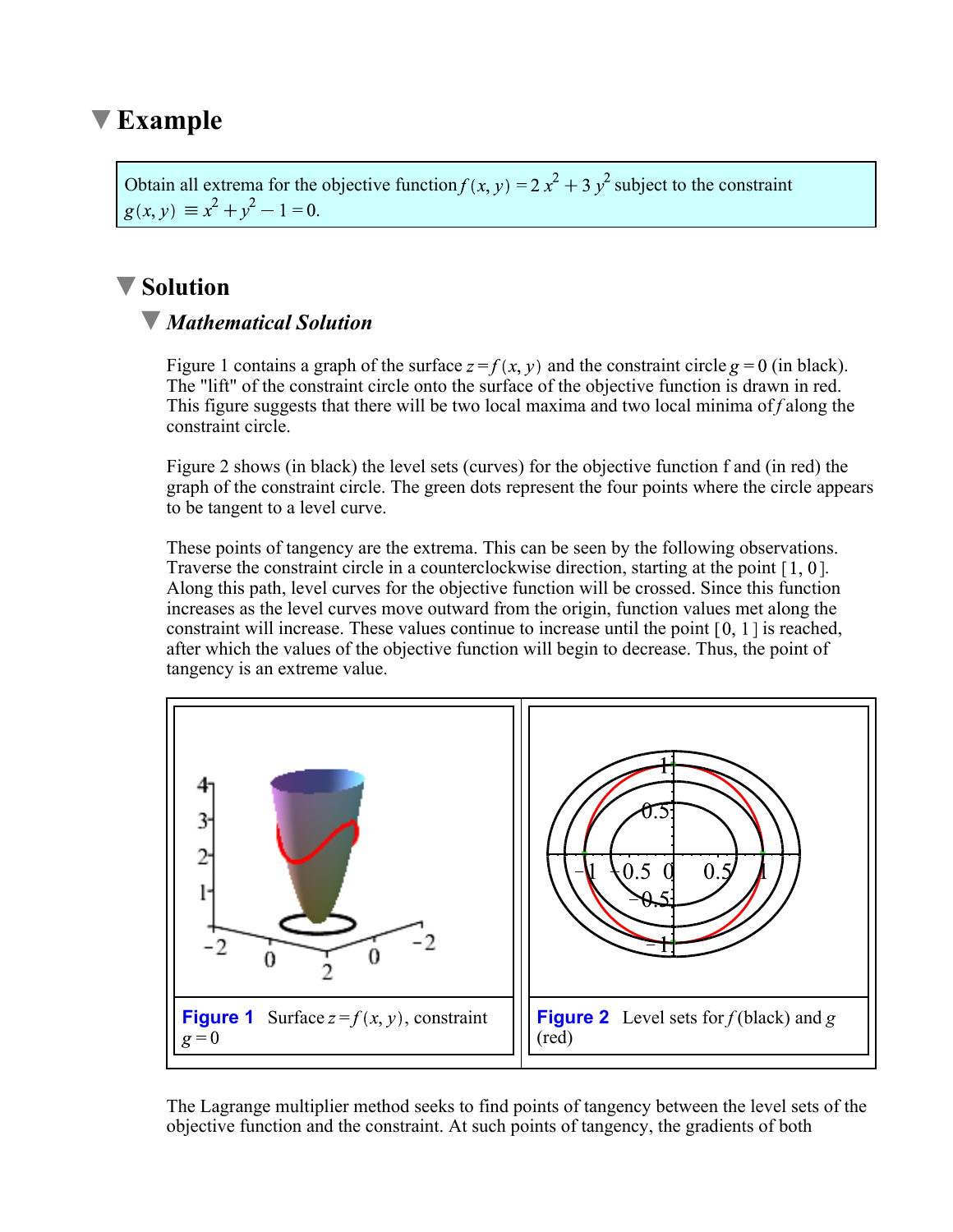# Example

Obtain all extrema for the objective function $f(x, y) = 2x^2 + 3y^2$ subject to the constraint $g(x, y) \equiv x^2 + y^2 - 1 = 0$.

## Solution

### *Mathematical Solution*

Figure 1 contains a graph of the surface $z = f(x, y)$ and the constraint circle $g = 0$ (in black). The "lift" of the constraint circle onto the surface of the objective function is drawn in red. This figure suggests that there will be two local maxima and two local minima of $f$ along the constraint circle.

Figure 2 shows (in black) the level sets (curves) for the objective function f and (in red) the graph of the constraint circle. The green dots represent the four points where the circle appears to be tangent to a level curve.

These points of tangency are the extrema. This can be seen by the following observations. Traverse the constraint circle in a counterclockwise direction, starting at the point $[1, 0]$. Along this path, level curves for the objective function will be crossed. Since this function increases as the level curves move outward from the origin, function values met along the constraint will increase. These values continue to increase until the point $[0, 1]$ is reached, after which the values of the objective function will begin to decrease. Thus, the point of tangency is an extreme value.

**Figure 1** Surface $z = f(x, y)$, constraint $g = 0$

**Figure 2** Level sets for $f$ (black) and $g$ (red)

The Lagrange multiplier method seeks to find points of tangency between the level sets of the objective function and the constraint. At such points of tangency, the gradients of both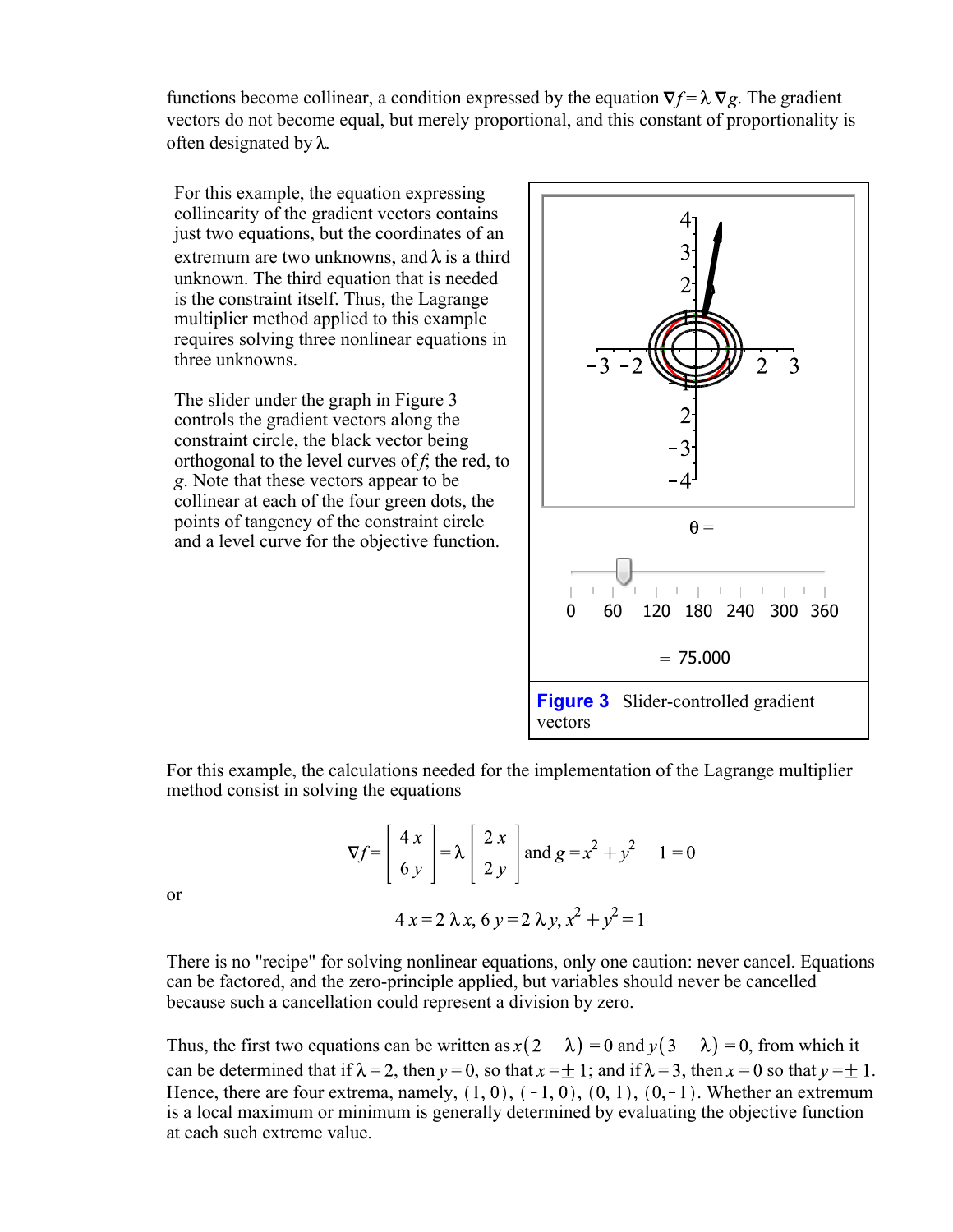functions become collinear, a condition expressed by the equation $\nabla f = \lambda \nabla g$. The gradient vectors do not become equal, but merely proportional, and this constant of proportionality is often designated by $\lambda$.

For this example, the equation expressing collinearity of the gradient vectors contains just two equations, but the coordinates of an extremum are two unknowns, and $\lambda$ is a third unknown. The third equation that is needed is the constraint itself. Thus, the Lagrange multiplier method applied to this example requires solving three nonlinear equations in three unknowns.

The slider under the graph in Figure 3 controls the gradient vectors along the constraint circle, the black vector being orthogonal to the level curves of *f*; the red, to *g*. Note that these vectors appear to be collinear at each of the four green dots, the points of tangency of the constraint circle and a level curve for the objective function.

$\theta =$

$= 75.000$

**Figure 3** Slider-controlled gradient vectors

For this example, the calculations needed for the implementation of the Lagrange multiplier method consist in solving the equations

$$\nabla f = \begin{bmatrix} 4x \\ 6y \end{bmatrix} = \lambda \begin{bmatrix} 2x \\ 2y \end{bmatrix} \text{ and } g = x^2 + y^2 - 1 = 0$$

or

$$4x = 2\lambda x,\ 6y = 2\lambda y,\ x^2 + y^2 = 1$$

There is no "recipe" for solving nonlinear equations, only one caution: never cancel. Equations can be factored, and the zero-principle applied, but variables should never be cancelled because such a cancellation could represent a division by zero.

Thus, the first two equations can be written as $x(2 - \lambda) = 0$ and $y(3 - \lambda) = 0$, from which it can be determined that if $\lambda = 2$, then $y = 0$, so that $x = \pm 1$; and if $\lambda = 3$, then $x = 0$ so that $y = \pm 1$. Hence, there are four extrema, namely, $(1, 0)$, $(-1, 0)$, $(0, 1)$, $(0, -1)$. Whether an extremum is a local maximum or minimum is generally determined by evaluating the objective function at each such extreme value.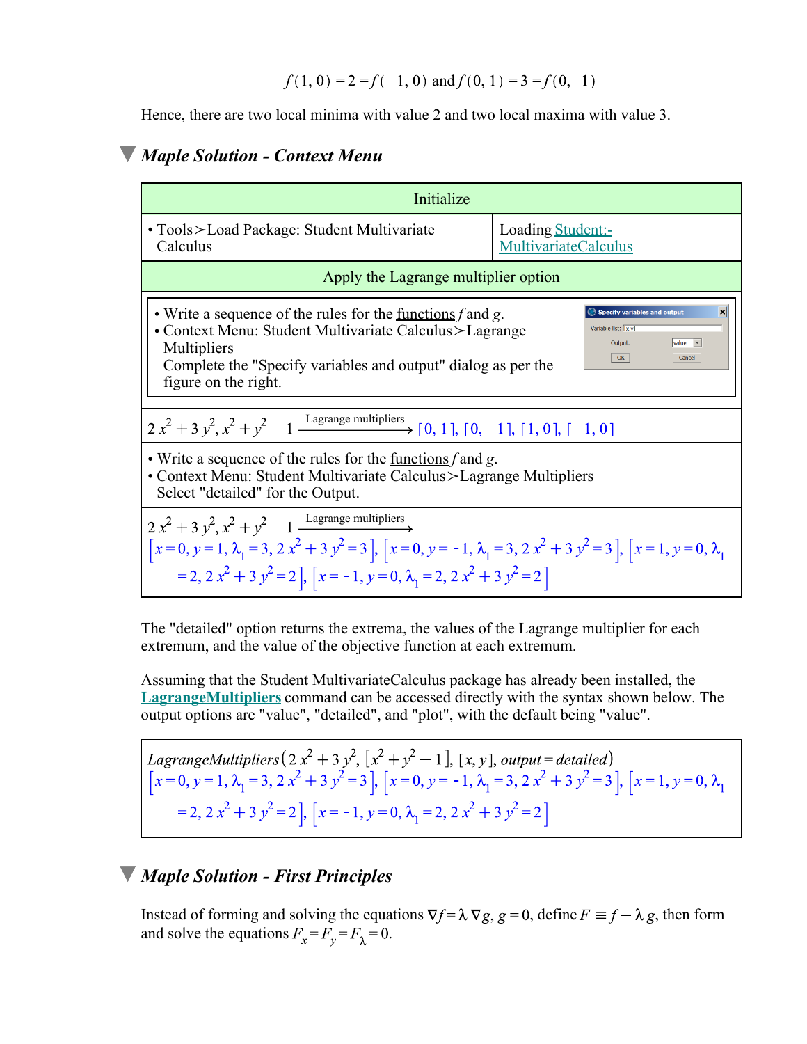$$f(1, 0) = 2 = f(-1, 0) \text{ and } f(0, 1) = 3 = f(0, -1)$$

Hence, there are two local minima with value 2 and two local maxima with value 3.

## Maple Solution - Context Menu

| Initialize | |
|---|---|
| • Tools>Load Package: Student Multivariate Calculus | Loading Student:-MultivariateCalculus |
| **Apply the Lagrange multiplier option** | |
| • Write a sequence of the rules for the functions $f$ and $g$. <br> • Context Menu: Student Multivariate Calculus>Lagrange Multipliers <br> Complete the "Specify variables and output" dialog as per the figure on the right. | Specify variables and output — Variable list: [x,y]; Output: value; OK; Cancel |
| $2x^2 + 3y^2, x^2 + y^2 - 1 \xrightarrow{\text{Lagrange multipliers}} [0, 1], [0, -1], [1, 0], [-1, 0]$ | |
| • Write a sequence of the rules for the functions $f$ and $g$. <br> • Context Menu: Student Multivariate Calculus>Lagrange Multipliers <br> Select "detailed" for the Output. | |
| $2x^2 + 3y^2, x^2 + y^2 - 1 \xrightarrow{\text{Lagrange multipliers}}$ $[x = 0, y = 1, \lambda_1 = 3, 2x^2 + 3y^2 = 3], [x = 0, y = -1, \lambda_1 = 3, 2x^2 + 3y^2 = 3], [x = 1, y = 0, \lambda_1 = 2, 2x^2 + 3y^2 = 2], [x = -1, y = 0, \lambda_1 = 2, 2x^2 + 3y^2 = 2]$ | |

The "detailed" option returns the extrema, the values of the Lagrange multiplier for each extremum, and the value of the objective function at each extremum.

Assuming that the Student MultivariateCalculus package has already been installed, the **LagrangeMultipliers** command can be accessed directly with the syntax shown below. The output options are "value", "detailed", and "plot", with the default being "value".

$$LagrangeMultipliers\left(2x^2 + 3y^2, [x^2 + y^2 - 1], [x, y], output = detailed\right)$$

$$[x = 0, y = 1, \lambda_1 = 3, 2x^2 + 3y^2 = 3], [x = 0, y = -1, \lambda_1 = 3, 2x^2 + 3y^2 = 3], [x = 1, y = 0, \lambda_1 = 2, 2x^2 + 3y^2 = 2], [x = -1, y = 0, \lambda_1 = 2, 2x^2 + 3y^2 = 2]$$

## Maple Solution - First Principles

Instead of forming and solving the equations $\nabla f = \lambda \nabla g$, $g = 0$, define $F \equiv f - \lambda g$, then form and solve the equations $F_x = F_y = F_\lambda = 0$.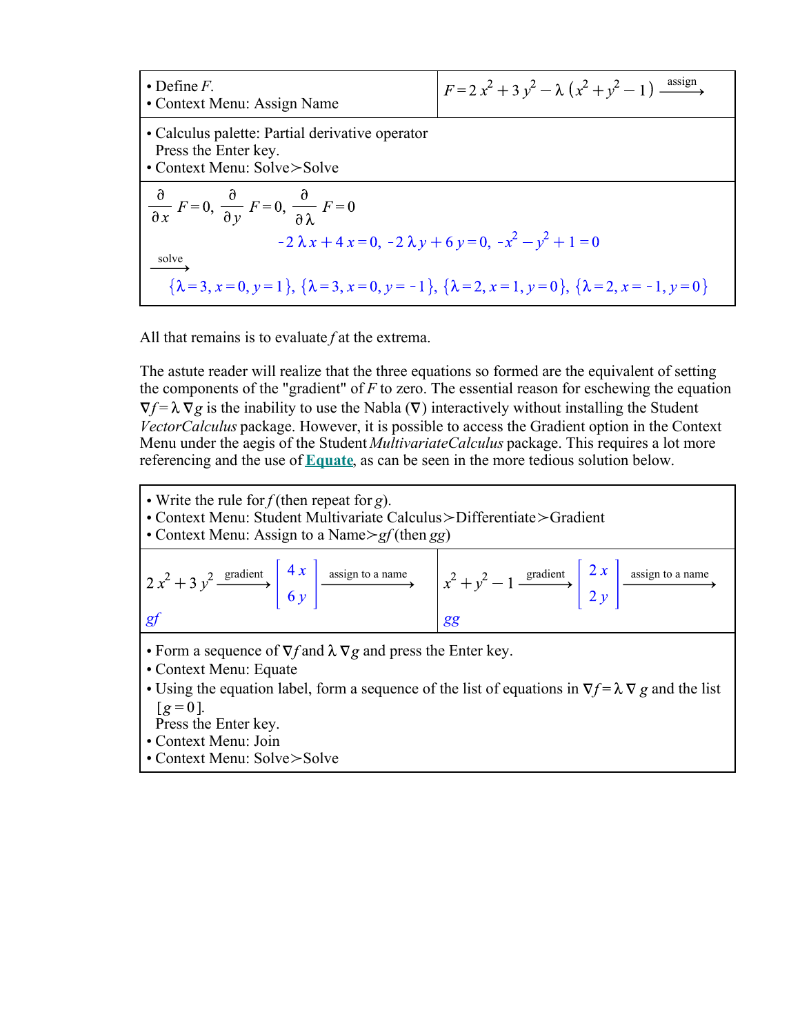| • Define $F$.<br>• Context Menu: Assign Name | $F = 2\,x^2 + 3\,y^2 - \lambda\,(x^2 + y^2 - 1) \xrightarrow{\text{assign}}$ |
|---|---|
| • Calculus palette: Partial derivative operator<br>Press the Enter key.<br>• Context Menu: Solve>Solve | |
| $\frac{\partial}{\partial x} F = 0,\ \frac{\partial}{\partial y} F = 0,\ \frac{\partial}{\partial \lambda} F = 0$<br>$-2\,\lambda\,x + 4\,x = 0,\ -2\,\lambda\,y + 6\,y = 0,\ -x^2 - y^2 + 1 = 0$<br>$\xrightarrow{\text{solve}}$<br>$\{\lambda = 3, x = 0, y = 1\}, \{\lambda = 3, x = 0, y = -1\}, \{\lambda = 2, x = 1, y = 0\}, \{\lambda = 2, x = -1, y = 0\}$ | |

All that remains is to evaluate *f* at the extrema.

The astute reader will realize that the three equations so formed are the equivalent of setting the components of the "gradient" of $F$ to zero. The essential reason for eschewing the equation $\nabla f = \lambda\,\nabla g$ is the inability to use the Nabla ($\nabla$) interactively without installing the Student *VectorCalculus* package. However, it is possible to access the Gradient option in the Context Menu under the aegis of the Student *MultivariateCalculus* package. This requires a lot more referencing and the use of **Equate**, as can be seen in the more tedious solution below.

| • Write the rule for *f* (then repeat for *g*).<br>• Context Menu: Student Multivariate Calculus>Differentiate>Gradient<br>• Context Menu: Assign to a Name>*gf* (then *gg*) | |
|---|---|
| $2\,x^2 + 3\,y^2 \xrightarrow{\text{gradient}} \begin{bmatrix} 4\,x \\ 6\,y \end{bmatrix} \xrightarrow{\text{assign to a name}}$<br>*gf* | $x^2 + y^2 - 1 \xrightarrow{\text{gradient}} \begin{bmatrix} 2\,x \\ 2\,y \end{bmatrix} \xrightarrow{\text{assign to a name}}$<br>*gg* |
| • Form a sequence of $\nabla f$ and $\lambda\,\nabla g$ and press the Enter key.<br>• Context Menu: Equate<br>• Using the equation label, form a sequence of the list of equations in $\nabla f = \lambda\,\nabla\,g$ and the list $[g = 0]$.<br>Press the Enter key.<br>• Context Menu: Join<br>• Context Menu: Solve>Solve | |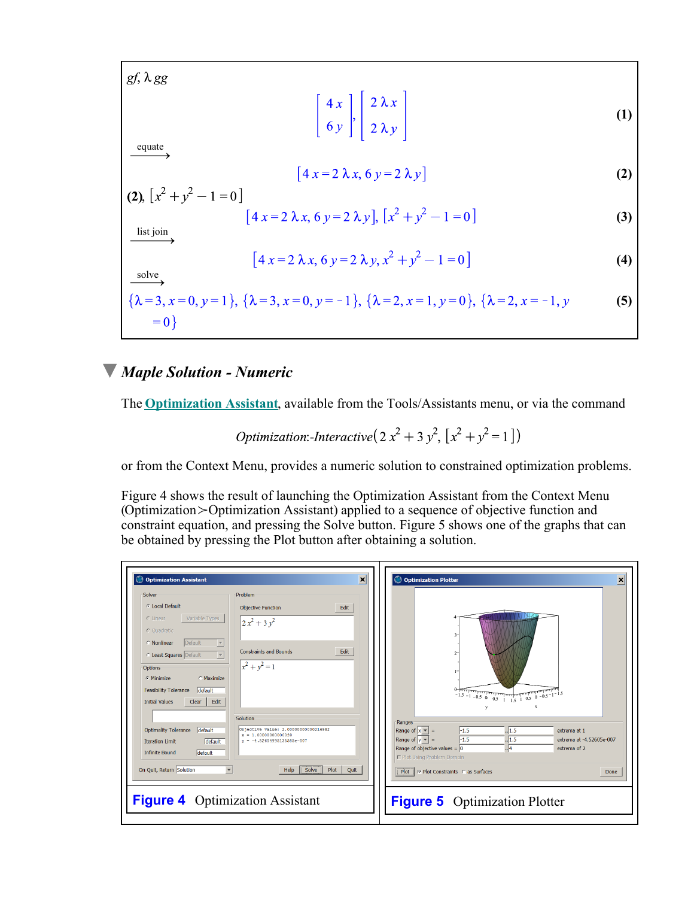$gf, \lambda\, gg$

$$\begin{bmatrix} 4x \\ 6y \end{bmatrix}, \begin{bmatrix} 2\lambda x \\ 2\lambda y \end{bmatrix} \tag{1}$$

$\xrightarrow{\text{equate}}$

$$[4x = 2\lambda x, 6y = 2\lambda y] \tag{2}$$

**(2)**, $[x^2 + y^2 - 1 = 0]$

$$[4x = 2\lambda x, 6y = 2\lambda y], [x^2 + y^2 - 1 = 0] \tag{3}$$

$\xrightarrow{\text{list join}}$

$$[4x = 2\lambda x, 6y = 2\lambda y, x^2 + y^2 - 1 = 0] \tag{4}$$

$\xrightarrow{\text{solve}}$

$$\{\lambda = 3, x = 0, y = 1\}, \{\lambda = 3, x = 0, y = -1\}, \{\lambda = 2, x = 1, y = 0\}, \{\lambda = 2, x = -1, y = 0\} \tag{5}$$

## *Maple Solution - Numeric*

The **Optimization Assistant**, available from the Tools/Assistants menu, or via the command

$$\textit{Optimization:-Interactive}(2x^2 + 3y^2, [x^2 + y^2 = 1])$$

or from the Context Menu, provides a numeric solution to constrained optimization problems.

Figure 4 shows the result of launching the Optimization Assistant from the Context Menu (Optimization≻Optimization Assistant) applied to a sequence of objective function and constraint equation, and pressing the Solve button. Figure 5 shows one of the graphs that can be obtained by pressing the Plot button after obtaining a solution.

**Figure 4** Optimization Assistant

**Figure 5** Optimization Plotter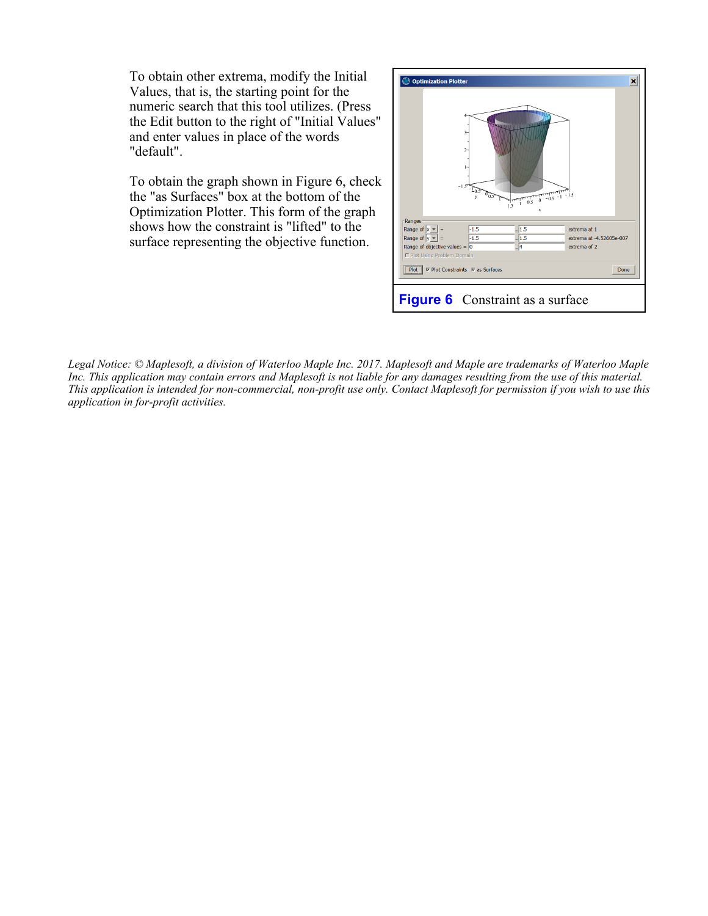To obtain other extrema, modify the Initial Values, that is, the starting point for the numeric search that this tool utilizes. (Press the Edit button to the right of "Initial Values" and enter values in place of the words "default".

To obtain the graph shown in Figure 6, check the "as Surfaces" box at the bottom of the Optimization Plotter. This form of the graph shows how the constraint is "lifted" to the surface representing the objective function.

**Figure 6** Constraint as a surface

*Legal Notice: © Maplesoft, a division of Waterloo Maple Inc. 2017. Maplesoft and Maple are trademarks of Waterloo Maple Inc. This application may contain errors and Maplesoft is not liable for any damages resulting from the use of this material. This application is intended for non-commercial, non-profit use only. Contact Maplesoft for permission if you wish to use this application in for-profit activities.*